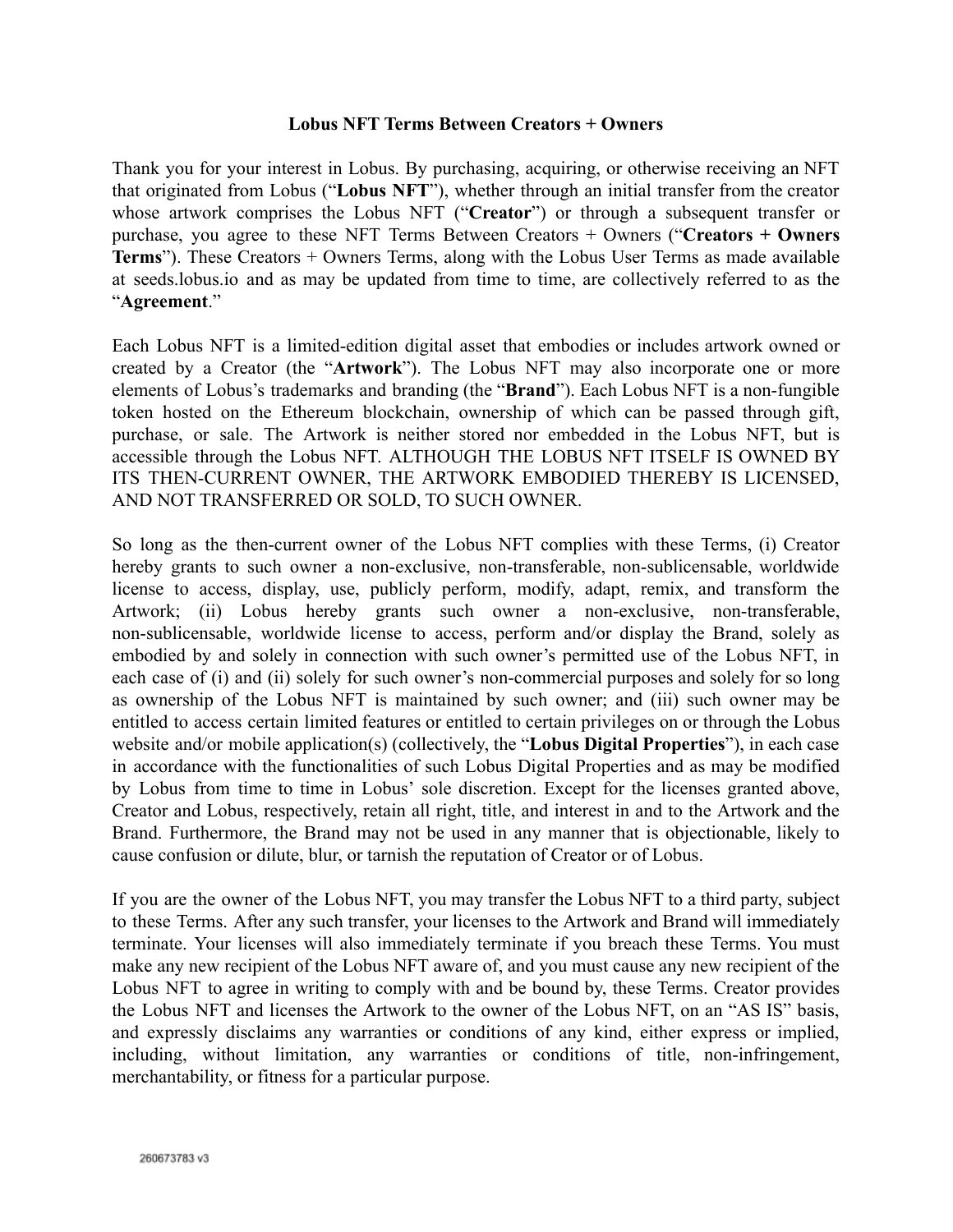# Lobus NFT Terms Between Creators + Owners

Thank you for your interest in Lobus. By purchasing, acquiring, or otherwise receiving an NFT that originated from Lobus ("**Lobus NFT**"), whether through an initial transfer from the creator whose artwork comprises the Lobus NFT ("**Creator**") or through a subsequent transfer or purchase, you agree to these NFT Terms Between Creators + Owners ("**Creators + Owners Terms**"). These Creators + Owners Terms, along with the Lobus User Terms as made available at seeds.lobus.io and as may be updated from time to time, are collectively referred to as the "**Agreement**."

Each Lobus NFT is a limited-edition digital asset that embodies or includes artwork owned or created by a Creator (the "**Artwork**"). The Lobus NFT may also incorporate one or more elements of Lobus's trademarks and branding (the "**Brand**"). Each Lobus NFT is a non-fungible token hosted on the Ethereum blockchain, ownership of which can be passed through gift, purchase, or sale. The Artwork is neither stored nor embedded in the Lobus NFT, but is accessible through the Lobus NFT. ALTHOUGH THE LOBUS NFT ITSELF IS OWNED BY ITS THEN-CURRENT OWNER, THE ARTWORK EMBODIED THEREBY IS LICENSED, AND NOT TRANSFERRED OR SOLD, TO SUCH OWNER.

So long as the then-current owner of the Lobus NFT complies with these Terms, (i) Creator hereby grants to such owner a non-exclusive, non-transferable, non-sublicensable, worldwide license to access, display, use, publicly perform, modify, adapt, remix, and transform the Artwork; (ii) Lobus hereby grants such owner a non-exclusive, non-transferable, non-sublicensable, worldwide license to access, perform and/or display the Brand, solely as embodied by and solely in connection with such owner's permitted use of the Lobus NFT, in each case of (i) and (ii) solely for such owner's non-commercial purposes and solely for so long as ownership of the Lobus NFT is maintained by such owner; and (iii) such owner may be entitled to access certain limited features or entitled to certain privileges on or through the Lobus website and/or mobile application(s) (collectively, the "**Lobus Digital Properties**"), in each case in accordance with the functionalities of such Lobus Digital Properties and as may be modified by Lobus from time to time in Lobus' sole discretion. Except for the licenses granted above, Creator and Lobus, respectively, retain all right, title, and interest in and to the Artwork and the Brand. Furthermore, the Brand may not be used in any manner that is objectionable, likely to cause confusion or dilute, blur, or tarnish the reputation of Creator or of Lobus.

If you are the owner of the Lobus NFT, you may transfer the Lobus NFT to a third party, subject to these Terms. After any such transfer, your licenses to the Artwork and Brand will immediately terminate. Your licenses will also immediately terminate if you breach these Terms. You must make any new recipient of the Lobus NFT aware of, and you must cause any new recipient of the Lobus NFT to agree in writing to comply with and be bound by, these Terms. Creator provides the Lobus NFT and licenses the Artwork to the owner of the Lobus NFT, on an "AS IS" basis, and expressly disclaims any warranties or conditions of any kind, either express or implied, including, without limitation, any warranties or conditions of title, non-infringement, merchantability, or fitness for a particular purpose.

260673783 v3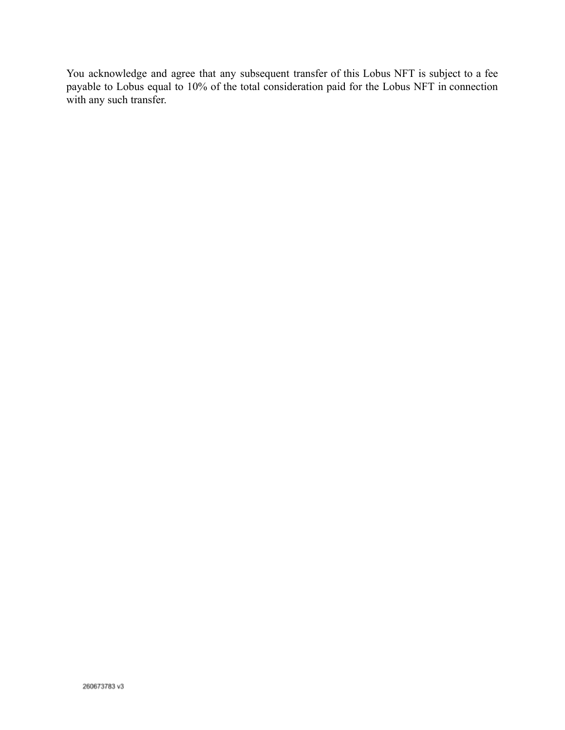You acknowledge and agree that any subsequent transfer of this Lobus NFT is subject to a fee payable to Lobus equal to 10% of the total consideration paid for the Lobus NFT in connection with any such transfer.

260673783 v3